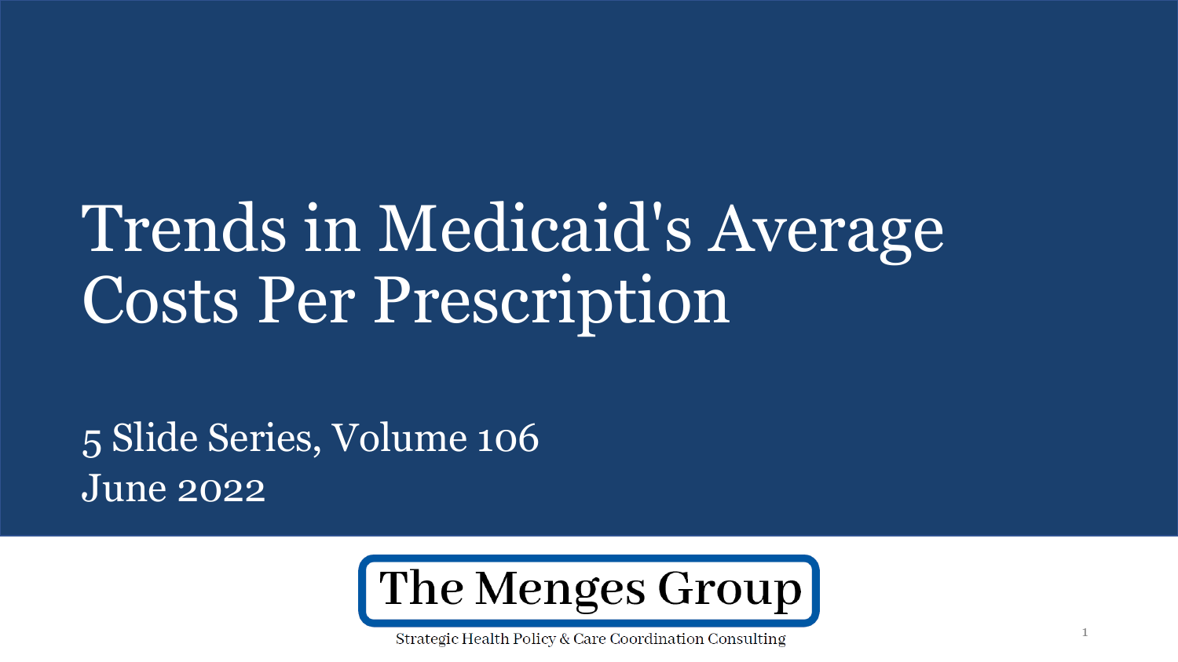# Trends in Medicaid's Average Costs Per Prescription

5 Slide Series, Volume 106

June 2022

**The Menges Group**

Strategic Health Policy & Care Coordination Consulting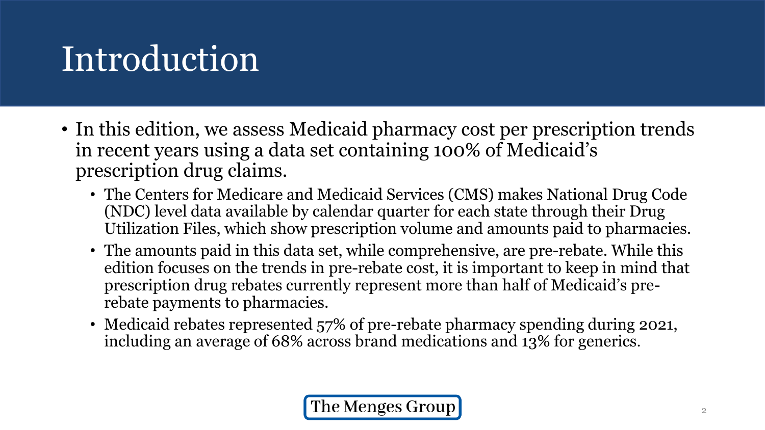# Introduction

- In this edition, we assess Medicaid pharmacy cost per prescription trends in recent years using a data set containing 100% of Medicaid's prescription drug claims.
  - The Centers for Medicare and Medicaid Services (CMS) makes National Drug Code (NDC) level data available by calendar quarter for each state through their Drug Utilization Files, which show prescription volume and amounts paid to pharmacies.
  - The amounts paid in this data set, while comprehensive, are pre-rebate. While this edition focuses on the trends in pre-rebate cost, it is important to keep in mind that prescription drug rebates currently represent more than half of Medicaid's pre-rebate payments to pharmacies.
  - Medicaid rebates represented 57% of pre-rebate pharmacy spending during 2021, including an average of 68% across brand medications and 13% for generics.

The Menges Group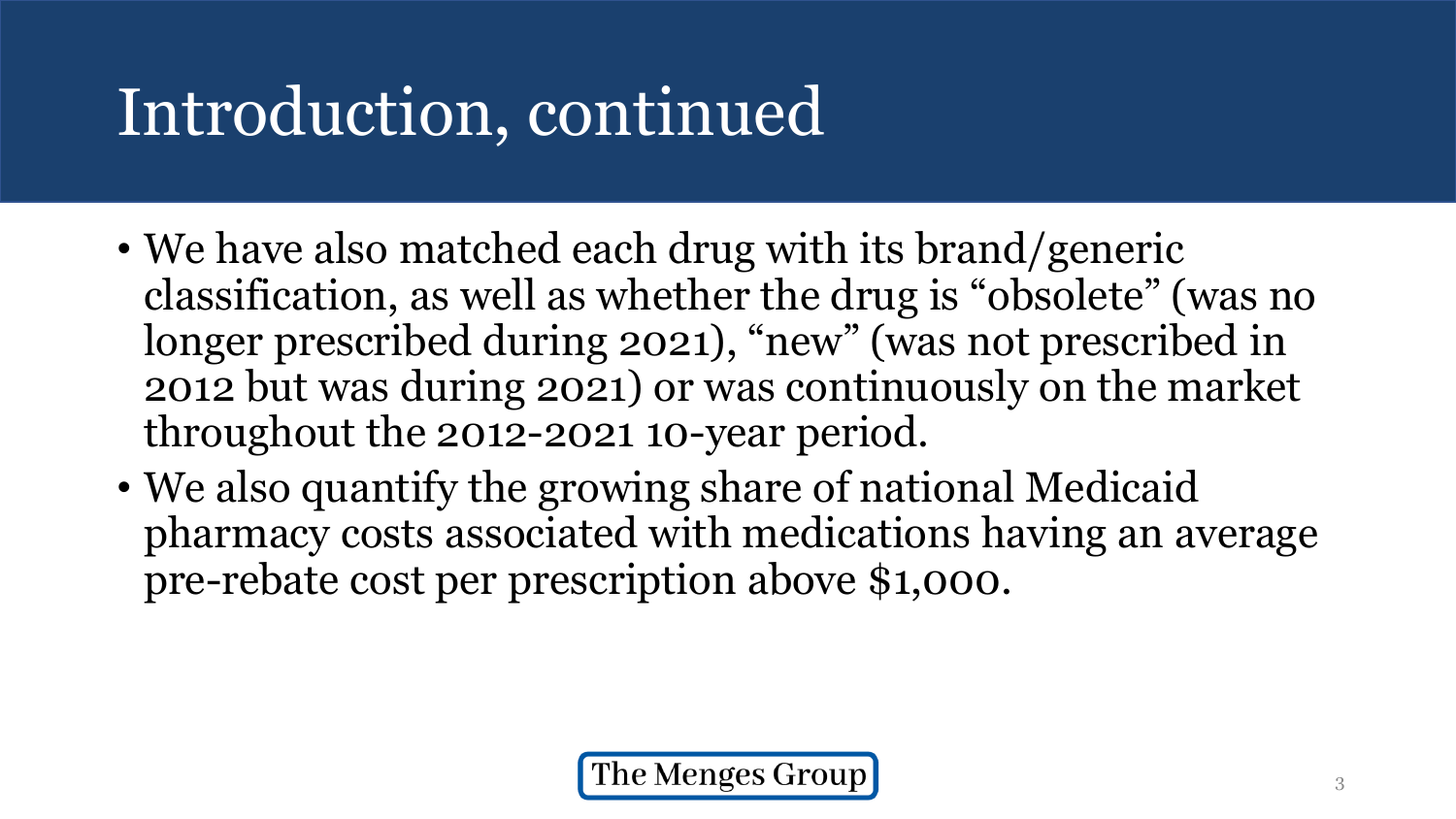# Introduction, continued

- We have also matched each drug with its brand/generic classification, as well as whether the drug is "obsolete" (was no longer prescribed during 2021), "new" (was not prescribed in 2012 but was during 2021) or was continuously on the market throughout the 2012-2021 10-year period.
- We also quantify the growing share of national Medicaid pharmacy costs associated with medications having an average pre-rebate cost per prescription above $1,000.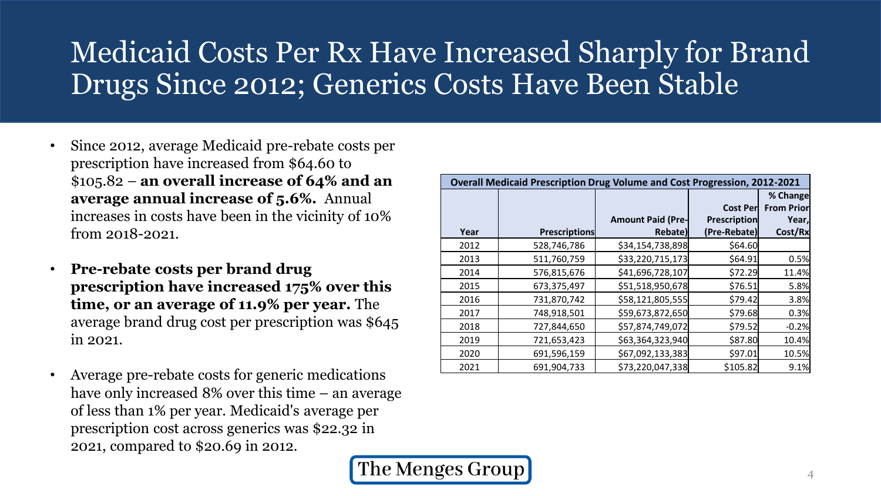# Medicaid Costs Per Rx Have Increased Sharply for Brand Drugs Since 2012; Generics Costs Have Been Stable

- Since 2012, average Medicaid pre-rebate costs per prescription have increased from $64.60 to $105.82 – **an overall increase of 64% and an average annual increase of 5.6%.** Annual increases in costs have been in the vicinity of 10% from 2018-2021.
- **Pre-rebate costs per brand drug prescription have increased 175% over this time, or an average of 11.9% per year.** The average brand drug cost per prescription was $645 in 2021.
- Average pre-rebate costs for generic medications have only increased 8% over this time – an average of less than 1% per year. Medicaid's average per prescription cost across generics was $22.32 in 2021, compared to $20.69 in 2012.

**Overall Medicaid Prescription Drug Volume and Cost Progression, 2012-2021**

| Year | Prescriptions | Amount Paid (Pre-Rebate) | Cost Per Prescription (Pre-Rebate) | % Change From Prior Year, Cost/Rx |
|---|---|---|---|---|
| 2012 | 528,746,786 | $34,154,738,898 | $64.60 | |
| 2013 | 511,760,759 | $33,220,715,173 | $64.91 | 0.5% |
| 2014 | 576,815,676 | $41,696,728,107 | $72.29 | 11.4% |
| 2015 | 673,375,497 | $51,518,950,678 | $76.51 | 5.8% |
| 2016 | 731,870,742 | $58,121,805,555 | $79.42 | 3.8% |
| 2017 | 748,918,501 | $59,673,872,650 | $79.68 | 0.3% |
| 2018 | 727,844,650 | $57,874,749,072 | $79.52 | -0.2% |
| 2019 | 721,653,423 | $63,364,323,940 | $87.80 | 10.4% |
| 2020 | 691,596,159 | $67,092,133,383 | $97.01 | 10.5% |
| 2021 | 691,904,733 | $73,220,047,338 | $105.82 | 9.1% |

The Menges Group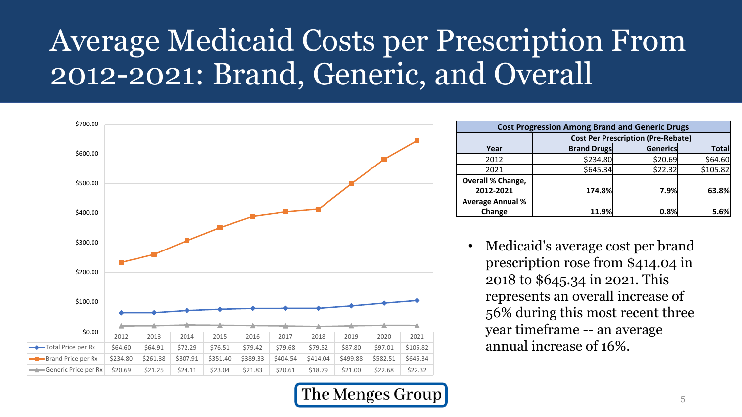# Average Medicaid Costs per Prescription From 2012-2021: Brand, Generic, and Overall

| | 2012 | 2013 | 2014 | 2015 | 2016 | 2017 | 2018 | 2019 | 2020 | 2021 |
|---|---|---|---|---|---|---|---|---|---|---|
| Total Price per Rx | $64.60 | $64.91 | $72.29 | $76.51 | $79.42 | $79.68 | $79.52 | $87.80 | $97.01 | $105.82 |
| Brand Price per Rx | $234.80 | $261.38 | $307.91 | $351.40 | $389.33 | $404.54 | $414.04 | $499.88 | $582.51 | $645.34 |
| Generic Price per Rx | $20.69 | $21.25 | $24.11 | $23.04 | $21.83 | $20.61 | $18.79 | $21.00 | $22.68 | $22.32 |

**Cost Progression Among Brand and Generic Drugs**

| Year | Cost Per Prescription (Pre-Rebate) | | |
|---|---|---|---|
| | **Brand Drugs** | **Generics** | **Total** |
| 2012 | $234.80 | $20.69 | $64.60 |
| 2021 | $645.34 | $22.32 | $105.82 |
| **Overall % Change, 2012-2021** | **174.8%** | **7.9%** | **63.8%** |
| **Average Annual % Change** | **11.9%** | **0.8%** | **5.6%** |

- Medicaid's average cost per brand prescription rose from $414.04 in 2018 to $645.34 in 2021. This represents an overall increase of 56% during this most recent three year timeframe -- an average annual increase of 16%.

The Menges Group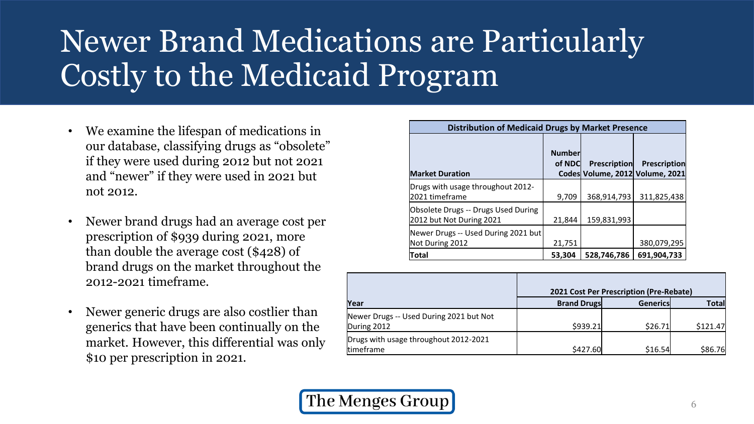# Newer Brand Medications are Particularly Costly to the Medicaid Program

- We examine the lifespan of medications in our database, classifying drugs as "obsolete" if they were used during 2012 but not 2021 and "newer" if they were used in 2021 but not 2012.
- Newer brand drugs had an average cost per prescription of $939 during 2021, more than double the average cost ($428) of brand drugs on the market throughout the 2012-2021 timeframe.
- Newer generic drugs are also costlier than generics that have been continually on the market. However, this differential was only $10 per prescription in 2021.

| Distribution of Medicaid Drugs by Market Presence | | | |
|---|---|---|---|
| **Market Duration** | **Number of NDC Codes** | **Prescription Volume, 2012** | **Prescription Volume, 2021** |
| Drugs with usage throughout 2012-2021 timeframe | 9,709 | 368,914,793 | 311,825,438 |
| Obsolete Drugs -- Drugs Used During 2012 but Not During 2021 | 21,844 | 159,831,993 | |
| Newer Drugs -- Used During 2021 but Not During 2012 | 21,751 | | 380,079,295 |
| **Total** | **53,304** | **528,746,786** | **691,904,733** |

| | 2021 Cost Per Prescription (Pre-Rebate) | | |
|---|---|---|---|
| **Year** | **Brand Drugs** | **Generics** | **Total** |
| Newer Drugs -- Used During 2021 but Not During 2012 | $939.21 | $26.71 | $121.47 |
| Drugs with usage throughout 2012-2021 timeframe | $427.60 | $16.54 | $86.76 |

The Menges Group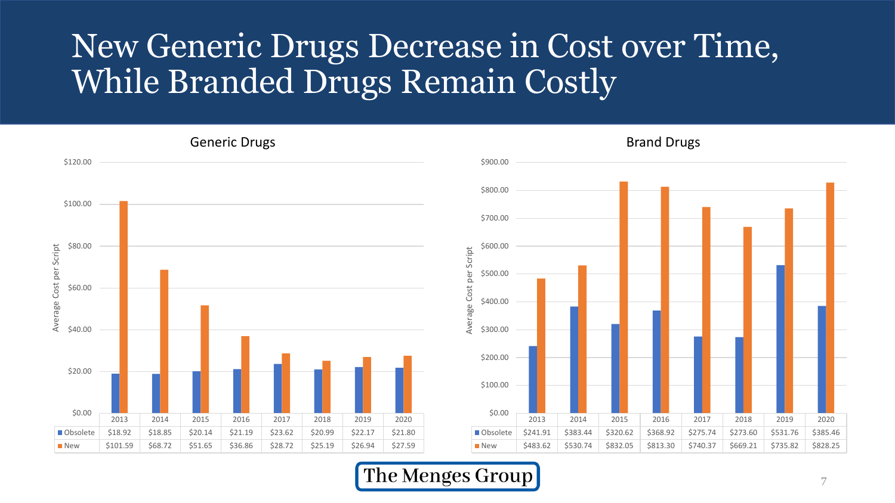# New Generic Drugs Decrease in Cost over Time, While Branded Drugs Remain Costly

## Generic Drugs

Average Cost per Script

| | 2013 | 2014 | 2015 | 2016 | 2017 | 2018 | 2019 | 2020 |
|---|---|---|---|---|---|---|---|---|
| Obsolete | $18.92 | $18.85 | $20.14 | $21.19 | $23.62 | $20.99 | $22.17 | $21.80 |
| New | $101.59 | $68.72 | $51.65 | $36.86 | $28.72 | $25.19 | $26.94 | $27.59 |

## Brand Drugs

Average Cost per Script

| | 2013 | 2014 | 2015 | 2016 | 2017 | 2018 | 2019 | 2020 |
|---|---|---|---|---|---|---|---|---|
| Obsolete | $241.91 | $383.44 | $320.62 | $368.92 | $275.74 | $273.60 | $531.76 | $385.46 |
| New | $483.62 | $530.74 | $832.05 | $813.30 | $740.37 | $669.21 | $735.82 | $828.25 |

The Menges Group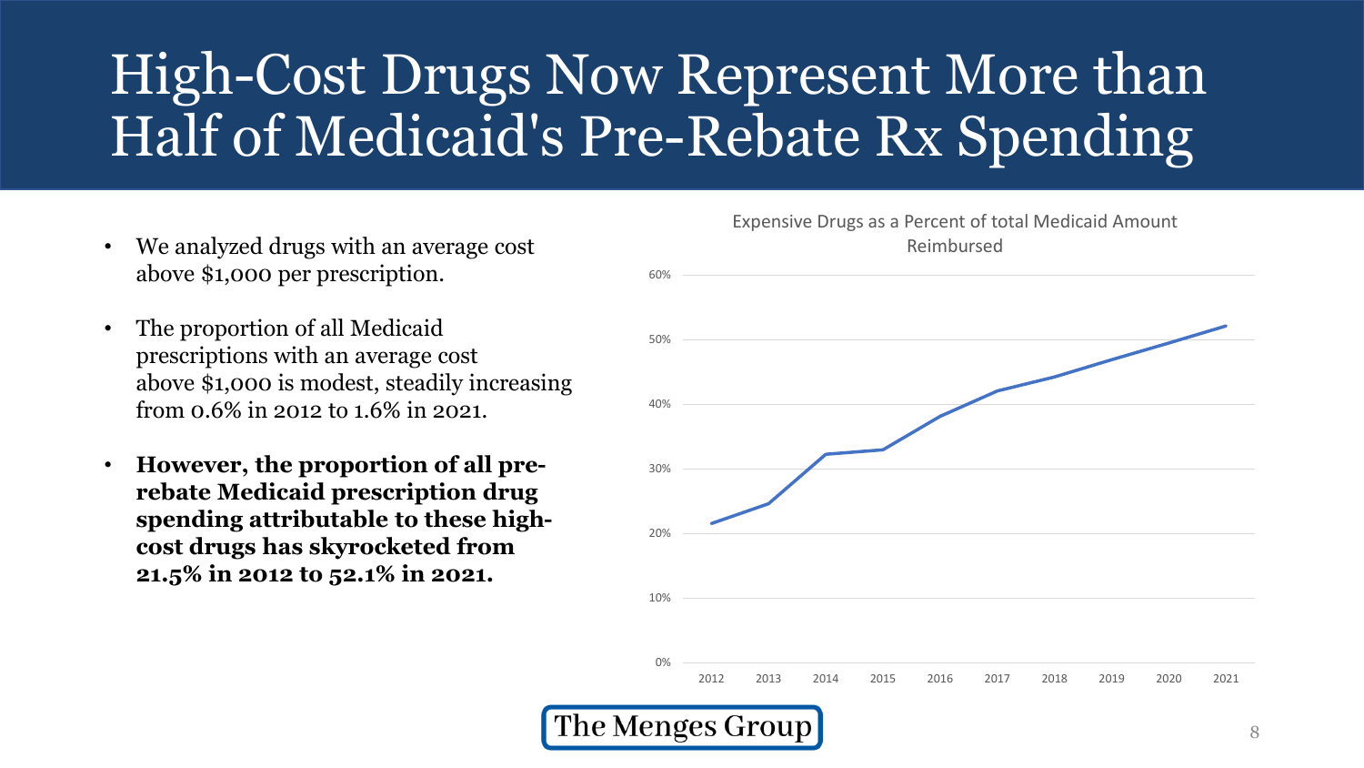# High-Cost Drugs Now Represent More than Half of Medicaid's Pre-Rebate Rx Spending

- We analyzed drugs with an average cost above $1,000 per prescription.
- The proportion of all Medicaid prescriptions with an average cost above $1,000 is modest, steadily increasing from 0.6% in 2012 to 1.6% in 2021.
- **However, the proportion of all pre-rebate Medicaid prescription drug spending attributable to these high-cost drugs has skyrocketed from 21.5% in 2012 to 52.1% in 2021.**

Expensive Drugs as a Percent of total Medicaid Amount Reimbursed

The Menges Group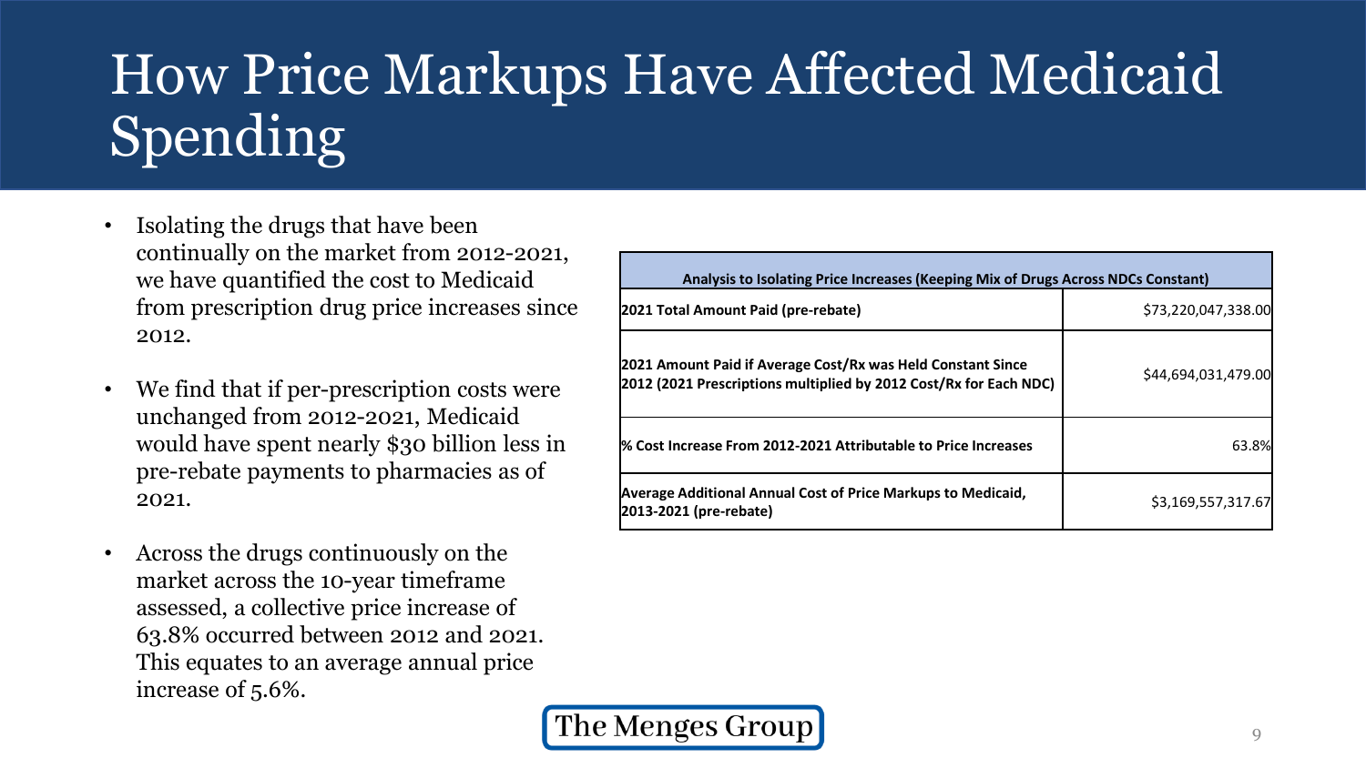# How Price Markups Have Affected Medicaid Spending

- Isolating the drugs that have been continually on the market from 2012-2021, we have quantified the cost to Medicaid from prescription drug price increases since 2012.
- We find that if per-prescription costs were unchanged from 2012-2021, Medicaid would have spent nearly $30 billion less in pre-rebate payments to pharmacies as of 2021.
- Across the drugs continuously on the market across the 10-year timeframe assessed, a collective price increase of 63.8% occurred between 2012 and 2021. This equates to an average annual price increase of 5.6%.

| Analysis to Isolating Price Increases (Keeping Mix of Drugs Across NDCs Constant) | |
|---|---|
| **2021 Total Amount Paid (pre-rebate)** | $73,220,047,338.00 |
| **2021 Amount Paid if Average Cost/Rx was Held Constant Since 2012 (2021 Prescriptions multiplied by 2012 Cost/Rx for Each NDC)** | $44,694,031,479.00 |
| **% Cost Increase From 2012-2021 Attributable to Price Increases** | 63.8% |
| **Average Additional Annual Cost of Price Markups to Medicaid, 2013-2021 (pre-rebate)** | $3,169,557,317.67 |

The Menges Group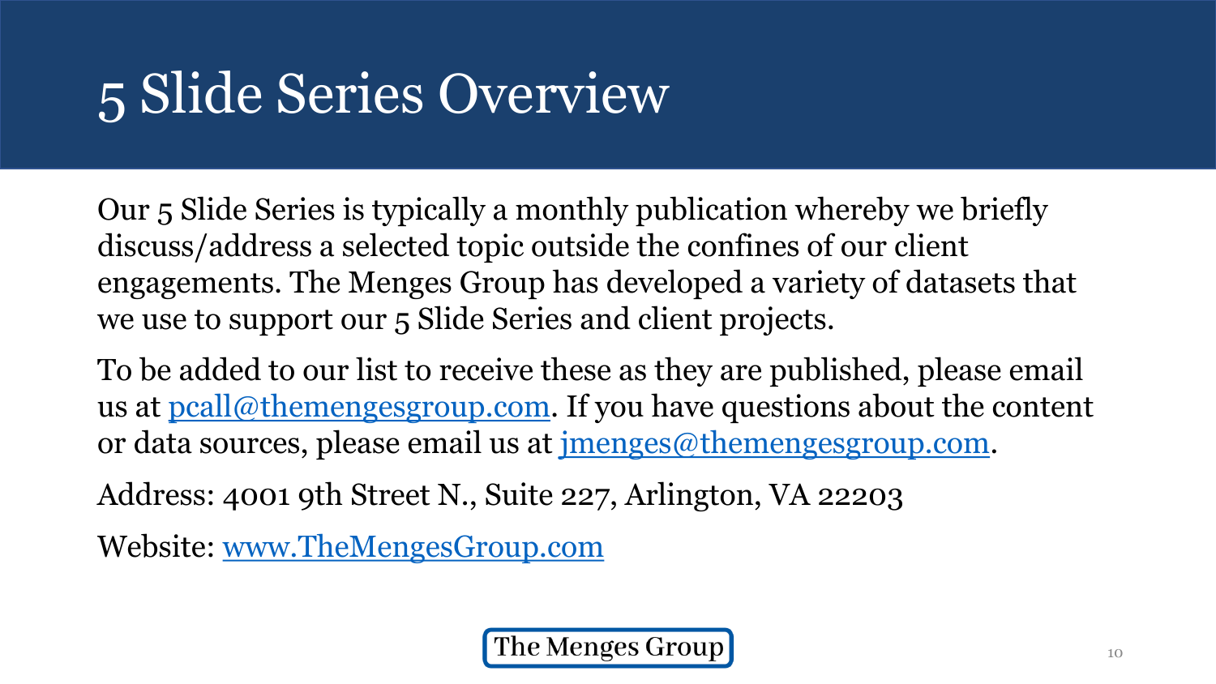# 5 Slide Series Overview

Our 5 Slide Series is typically a monthly publication whereby we briefly discuss/address a selected topic outside the confines of our client engagements. The Menges Group has developed a variety of datasets that we use to support our 5 Slide Series and client projects.

To be added to our list to receive these as they are published, please email us at pcall@themengesgroup.com. If you have questions about the content or data sources, please email us at jmenges@themengesgroup.com.

Address: 4001 9th Street N., Suite 227, Arlington, VA 22203

Website: www.TheMengesGroup.com

The Menges Group